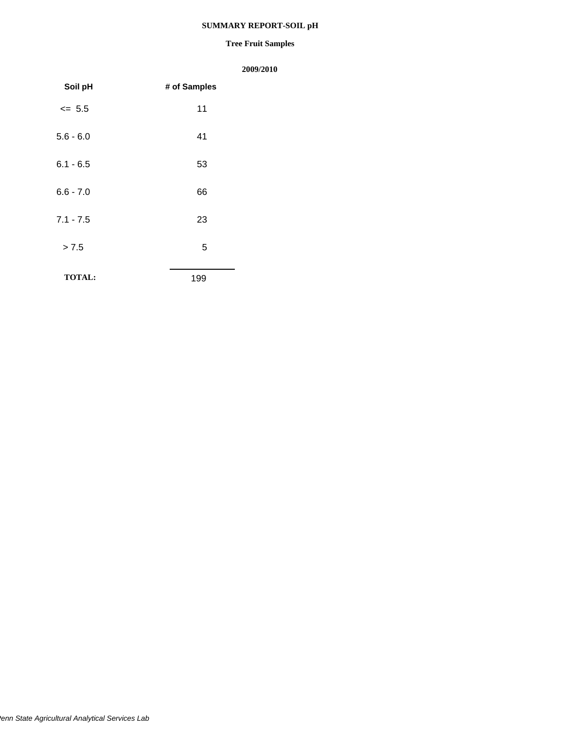# SUMMARY REPORT-SOIL pH

## Tree Fruit Samples

**2009/2010**

| Soil pH | # of Samples |
|---|---|
| <= 5.5 | 11 |
| 5.6 - 6.0 | 41 |
| 6.1 - 6.5 | 53 |
| 6.6 - 7.0 | 66 |
| 7.1 - 7.5 | 23 |
| > 7.5 | 5 |
| **TOTAL:** | 199 |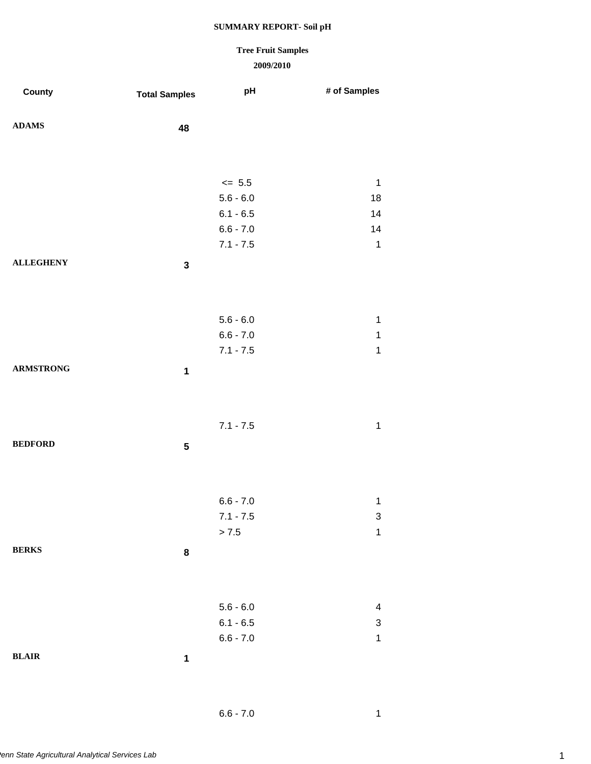**SUMMARY REPORT- Soil pH**

**Tree Fruit Samples**

**2009/2010**

| County | Total Samples | pH | # of Samples |
|---|---|---|---|
| **ADAMS** | **48** | | |
| | | <= 5.5 | 1 |
| | | 5.6 - 6.0 | 18 |
| | | 6.1 - 6.5 | 14 |
| | | 6.6 - 7.0 | 14 |
| | | 7.1 - 7.5 | 1 |
| **ALLEGHENY** | **3** | | |
| | | 5.6 - 6.0 | 1 |
| | | 6.6 - 7.0 | 1 |
| | | 7.1 - 7.5 | 1 |
| **ARMSTRONG** | **1** | | |
| | | 7.1 - 7.5 | 1 |
| **BEDFORD** | **5** | | |
| | | 6.6 - 7.0 | 1 |
| | | 7.1 - 7.5 | 3 |
| | | > 7.5 | 1 |
| **BERKS** | **8** | | |
| | | 5.6 - 6.0 | 4 |
| | | 6.1 - 6.5 | 3 |
| | | 6.6 - 7.0 | 1 |
| **BLAIR** | **1** | | |
| | | 6.6 - 7.0 | 1 |

*Penn State Agricultural Analytical Services Lab*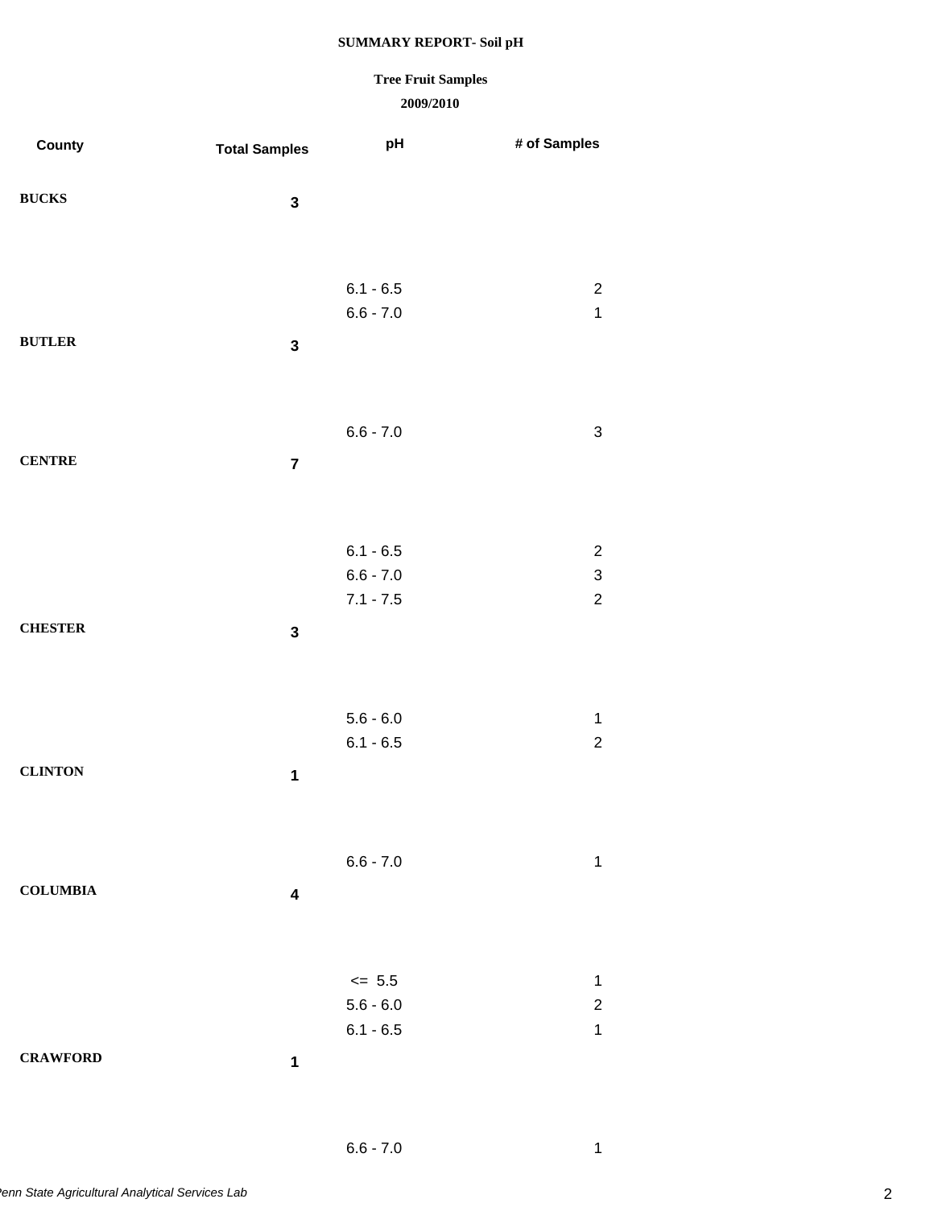**SUMMARY REPORT- Soil pH**

**Tree Fruit Samples**

**2009/2010**

| County | Total Samples | pH | # of Samples |
|---|---|---|---|
| **BUCKS** | **3** | | |
| | | 6.1 - 6.5 | 2 |
| | | 6.6 - 7.0 | 1 |
| **BUTLER** | **3** | | |
| | | 6.6 - 7.0 | 3 |
| **CENTRE** | **7** | | |
| | | 6.1 - 6.5 | 2 |
| | | 6.6 - 7.0 | 3 |
| | | 7.1 - 7.5 | 2 |
| **CHESTER** | **3** | | |
| | | 5.6 - 6.0 | 1 |
| | | 6.1 - 6.5 | 2 |
| **CLINTON** | **1** | | |
| | | 6.6 - 7.0 | 1 |
| **COLUMBIA** | **4** | | |
| | | <= 5.5 | 1 |
| | | 5.6 - 6.0 | 2 |
| | | 6.1 - 6.5 | 1 |
| **CRAWFORD** | **1** | | |
| | | 6.6 - 7.0 | 1 |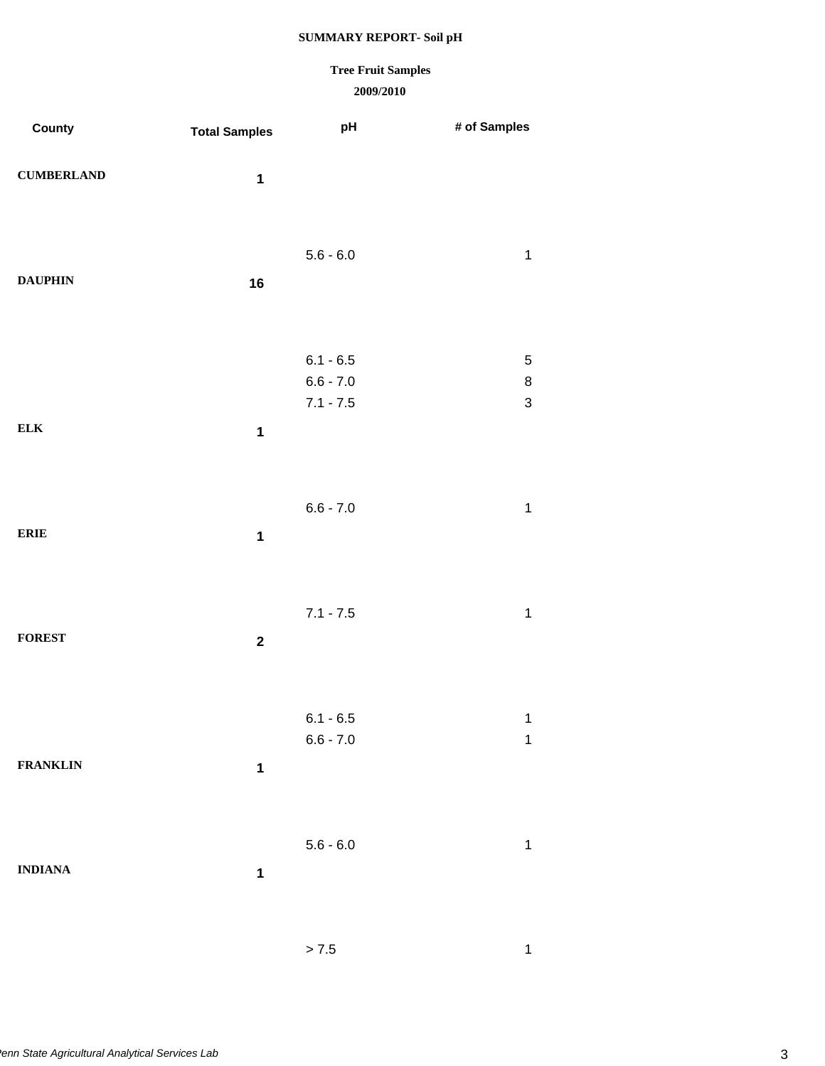**SUMMARY REPORT- Soil pH**

**Tree Fruit Samples**

**2009/2010**

| County | Total Samples | pH | # of Samples |
|---|---|---|---|
| **CUMBERLAND** | **1** | | |
| | | 5.6 - 6.0 | 1 |
| **DAUPHIN** | **16** | | |
| | | 6.1 - 6.5 | 5 |
| | | 6.6 - 7.0 | 8 |
| | | 7.1 - 7.5 | 3 |
| **ELK** | **1** | | |
| | | 6.6 - 7.0 | 1 |
| **ERIE** | **1** | | |
| | | 7.1 - 7.5 | 1 |
| **FOREST** | **2** | | |
| | | 6.1 - 6.5 | 1 |
| | | 6.6 - 7.0 | 1 |
| **FRANKLIN** | **1** | | |
| | | 5.6 - 6.0 | 1 |
| **INDIANA** | **1** | | |
| | | > 7.5 | 1 |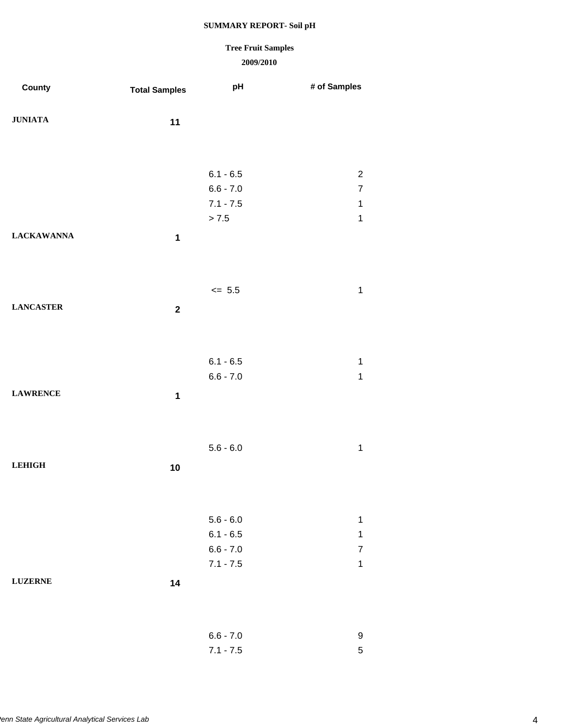**SUMMARY REPORT- Soil pH**

**Tree Fruit Samples**

**2009/2010**

| County | Total Samples | pH | # of Samples |
|---|---|---|---|
| **JUNIATA** | **11** | | |
| | | 6.1 - 6.5 | 2 |
| | | 6.6 - 7.0 | 7 |
| | | 7.1 - 7.5 | 1 |
| | | > 7.5 | 1 |
| **LACKAWANNA** | **1** | | |
| | | <= 5.5 | 1 |
| **LANCASTER** | **2** | | |
| | | 6.1 - 6.5 | 1 |
| | | 6.6 - 7.0 | 1 |
| **LAWRENCE** | **1** | | |
| | | 5.6 - 6.0 | 1 |
| **LEHIGH** | **10** | | |
| | | 5.6 - 6.0 | 1 |
| | | 6.1 - 6.5 | 1 |
| | | 6.6 - 7.0 | 7 |
| | | 7.1 - 7.5 | 1 |
| **LUZERNE** | **14** | | |
| | | 6.6 - 7.0 | 9 |
| | | 7.1 - 7.5 | 5 |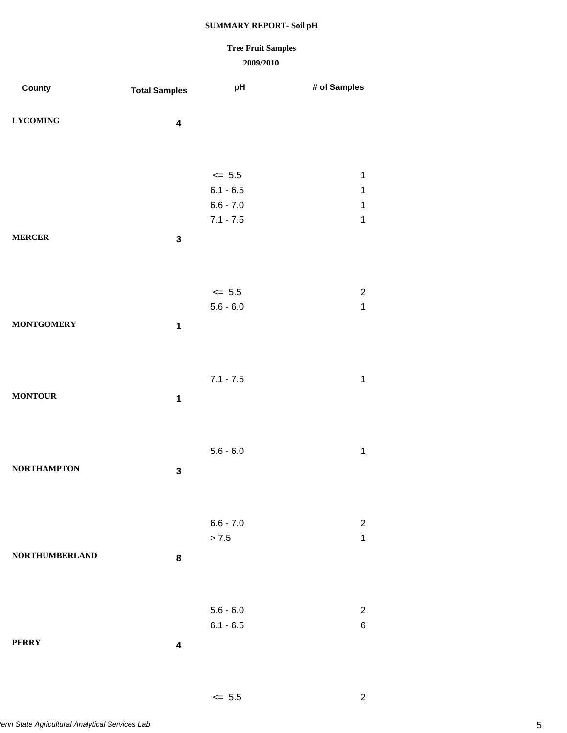**SUMMARY REPORT- Soil pH**

**Tree Fruit Samples**

**2009/2010**

| County | Total Samples | pH | # of Samples |
|---|---|---|---|
| **LYCOMING** | **4** | | |
| | | <= 5.5 | 1 |
| | | 6.1 - 6.5 | 1 |
| | | 6.6 - 7.0 | 1 |
| | | 7.1 - 7.5 | 1 |
| **MERCER** | **3** | | |
| | | <= 5.5 | 2 |
| | | 5.6 - 6.0 | 1 |
| **MONTGOMERY** | **1** | | |
| | | 7.1 - 7.5 | 1 |
| **MONTOUR** | **1** | | |
| | | 5.6 - 6.0 | 1 |
| **NORTHAMPTON** | **3** | | |
| | | 6.6 - 7.0 | 2 |
| | | > 7.5 | 1 |
| **NORTHUMBERLAND** | **8** | | |
| | | 5.6 - 6.0 | 2 |
| | | 6.1 - 6.5 | 6 |
| **PERRY** | **4** | | |
| | | <= 5.5 | 2 |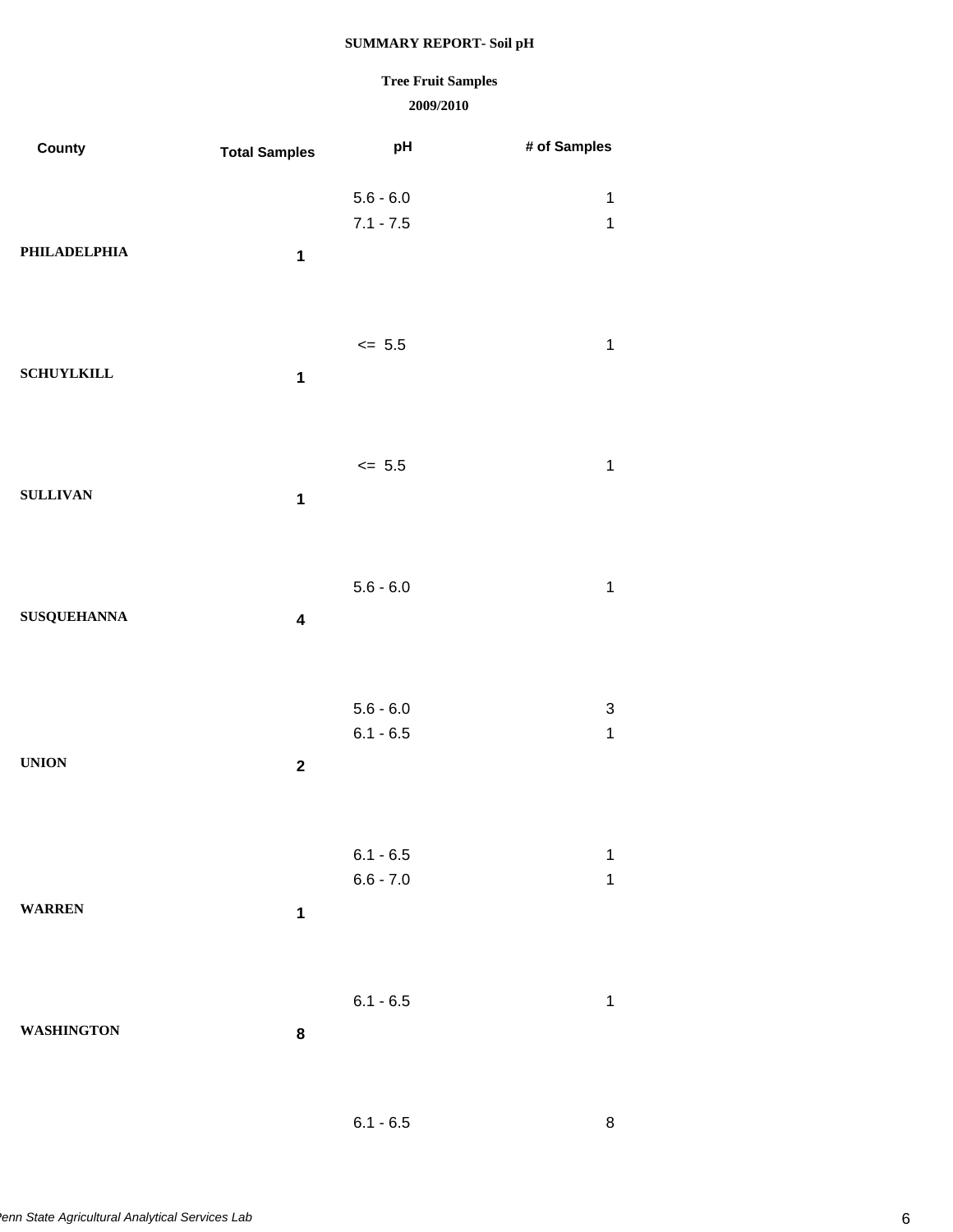**SUMMARY REPORT- Soil pH**

**Tree Fruit Samples**

**2009/2010**

| County | Total Samples | pH | # of Samples |
|---|---|---|---|
| | | 5.6 - 6.0 | 1 |
| | | 7.1 - 7.5 | 1 |
| **PHILADELPHIA** | **1** | | |
| | | <= 5.5 | 1 |
| **SCHUYLKILL** | **1** | | |
| | | <= 5.5 | 1 |
| **SULLIVAN** | **1** | | |
| | | 5.6 - 6.0 | 1 |
| **SUSQUEHANNA** | **4** | | |
| | | 5.6 - 6.0 | 3 |
| | | 6.1 - 6.5 | 1 |
| **UNION** | **2** | | |
| | | 6.1 - 6.5 | 1 |
| | | 6.6 - 7.0 | 1 |
| **WARREN** | **1** | | |
| | | 6.1 - 6.5 | 1 |
| **WASHINGTON** | **8** | | |
| | | 6.1 - 6.5 | 8 |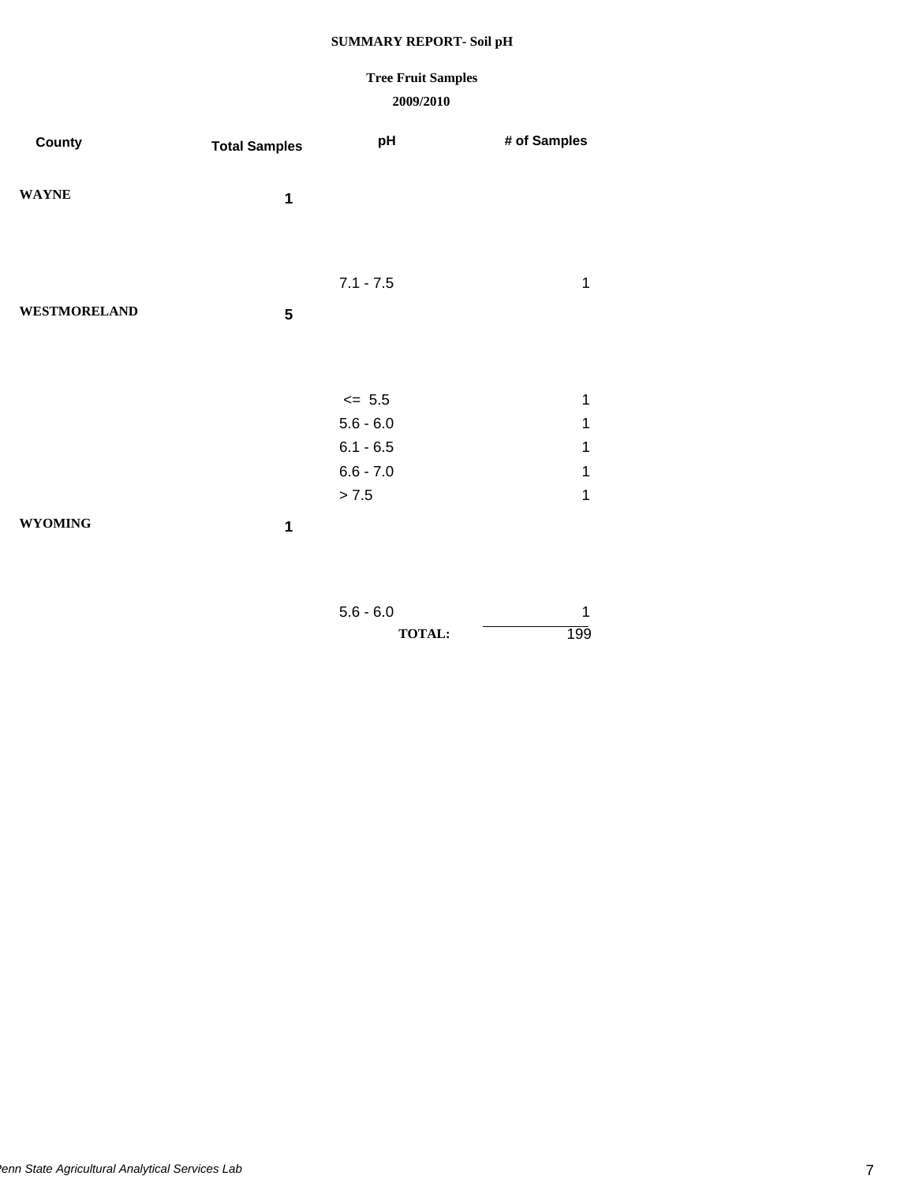**SUMMARY REPORT- Soil pH**

**Tree Fruit Samples**

**2009/2010**

| County | Total Samples | pH | # of Samples |
|---|---|---|---|
| WAYNE | 1 | | |
| | | 7.1 - 7.5 | 1 |
| WESTMORELAND | 5 | | |
| | | <= 5.5 | 1 |
| | | 5.6 - 6.0 | 1 |
| | | 6.1 - 6.5 | 1 |
| | | 6.6 - 7.0 | 1 |
| | | > 7.5 | 1 |
| WYOMING | 1 | | |
| | | 5.6 - 6.0 | 1 |
| | | **TOTAL:** | 199 |

*Penn State Agricultural Analytical Services Lab*